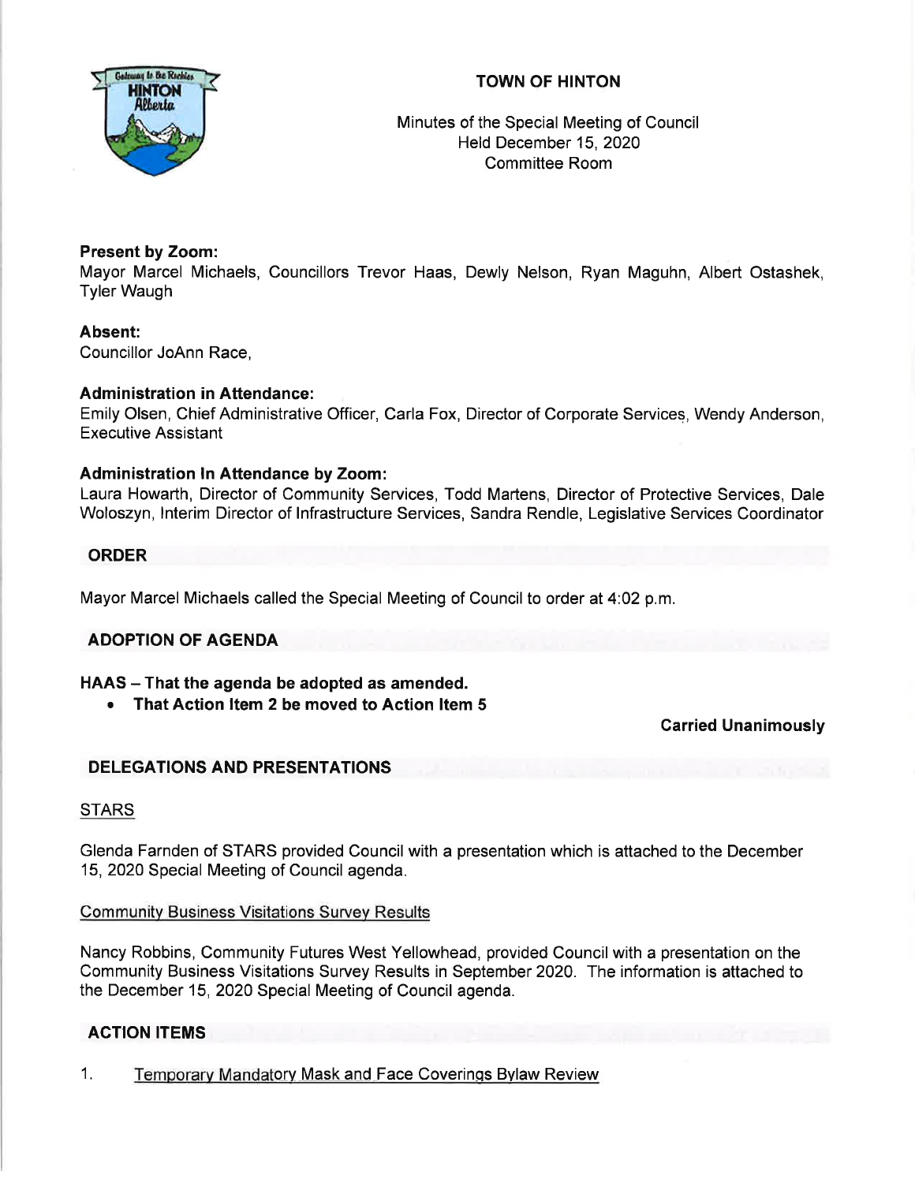# TOWN OF HINTON

Minutes of the Special Meeting of Council
Held December 15, 2020
Committee Room

**Present by Zoom:**
Mayor Marcel Michaels, Councillors Trevor Haas, Dewly Nelson, Ryan Maguhn, Albert Ostashek, Tyler Waugh

**Absent:**
Councillor JoAnn Race,

**Administration in Attendance:**
Emily Olsen, Chief Administrative Officer, Carla Fox, Director of Corporate Services, Wendy Anderson, Executive Assistant

**Administration In Attendance by Zoom:**
Laura Howarth, Director of Community Services, Todd Martens, Director of Protective Services, Dale Woloszyn, Interim Director of Infrastructure Services, Sandra Rendle, Legislative Services Coordinator

## ORDER

Mayor Marcel Michaels called the Special Meeting of Council to order at 4:02 p.m.

## ADOPTION OF AGENDA

**HAAS – That the agenda be adopted as amended.**

- **That Action Item 2 be moved to Action Item 5**

**Carried Unanimously**

## DELEGATIONS AND PRESENTATIONS

STARS

Glenda Farnden of STARS provided Council with a presentation which is attached to the December 15, 2020 Special Meeting of Council agenda.

Community Business Visitations Survey Results

Nancy Robbins, Community Futures West Yellowhead, provided Council with a presentation on the Community Business Visitations Survey Results in September 2020. The information is attached to the December 15, 2020 Special Meeting of Council agenda.

## ACTION ITEMS

1. Temporary Mandatory Mask and Face Coverings Bylaw Review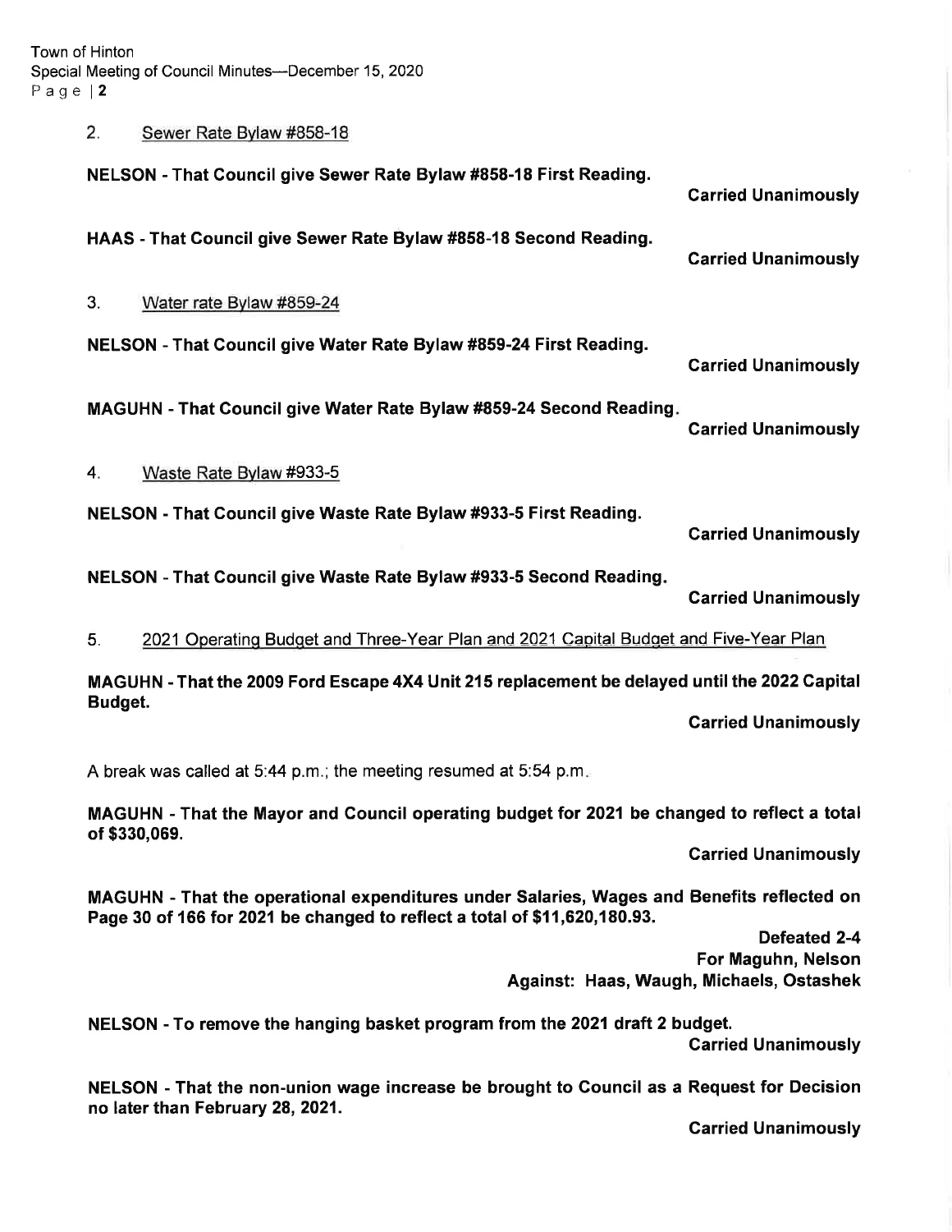2. Sewer Rate Bylaw #858-18

**NELSON - That Council give Sewer Rate Bylaw #858-18 First Reading.**

**Carried Unanimously**

**HAAS - That Council give Sewer Rate Bylaw #858-18 Second Reading.**

**Carried Unanimously**

3. Water rate Bylaw #859-24

**NELSON - That Council give Water Rate Bylaw #859-24 First Reading.**

**Carried Unanimously**

**MAGUHN - That Council give Water Rate Bylaw #859-24 Second Reading.**

**Carried Unanimously**

4. Waste Rate Bylaw #933-5

**NELSON - That Council give Waste Rate Bylaw #933-5 First Reading.**

**Carried Unanimously**

**NELSON - That Council give Waste Rate Bylaw #933-5 Second Reading.**

**Carried Unanimously**

5. 2021 Operating Budget and Three-Year Plan and 2021 Capital Budget and Five-Year Plan

**MAGUHN - That the 2009 Ford Escape 4X4 Unit 215 replacement be delayed until the 2022 Capital Budget.**

**Carried Unanimously**

A break was called at 5:44 p.m.; the meeting resumed at 5:54 p.m.

**MAGUHN - That the Mayor and Council operating budget for 2021 be changed to reflect a total of $330,069.**

**Carried Unanimously**

**MAGUHN - That the operational expenditures under Salaries, Wages and Benefits reflected on Page 30 of 166 for 2021 be changed to reflect a total of $11,620,180.93.**

**Defeated 2-4**
**For Maguhn, Nelson**
**Against: Haas, Waugh, Michaels, Ostashek**

**NELSON - To remove the hanging basket program from the 2021 draft 2 budget.**

**Carried Unanimously**

**NELSON - That the non-union wage increase be brought to Council as a Request for Decision no later than February 28, 2021.**

**Carried Unanimously**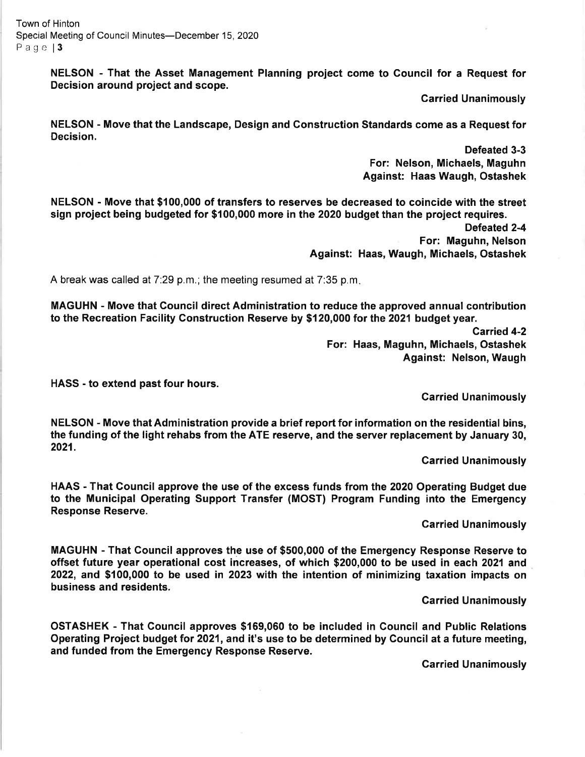**NELSON - That the Asset Management Planning project come to Council for a Request for Decision around project and scope.**

**Carried Unanimously**

**NELSON - Move that the Landscape, Design and Construction Standards come as a Request for Decision.**

**Defeated 3-3**
**For: Nelson, Michaels, Maguhn**
**Against: Haas Waugh, Ostashek**

**NELSON - Move that $100,000 of transfers to reserves be decreased to coincide with the street sign project being budgeted for $100,000 more in the 2020 budget than the project requires.**

**Defeated 2-4**
**For: Maguhn, Nelson**
**Against: Haas, Waugh, Michaels, Ostashek**

A break was called at 7:29 p.m.; the meeting resumed at 7:35 p.m.

**MAGUHN - Move that Council direct Administration to reduce the approved annual contribution to the Recreation Facility Construction Reserve by $120,000 for the 2021 budget year.**

**Carried 4-2**
**For: Haas, Maguhn, Michaels, Ostashek**
**Against: Nelson, Waugh**

**HASS - to extend past four hours.**

**Carried Unanimously**

**NELSON - Move that Administration provide a brief report for information on the residential bins, the funding of the light rehabs from the ATE reserve, and the server replacement by January 30, 2021.**

**Carried Unanimously**

**HAAS - That Council approve the use of the excess funds from the 2020 Operating Budget due to the Municipal Operating Support Transfer (MOST) Program Funding into the Emergency Response Reserve.**

**Carried Unanimously**

**MAGUHN - That Council approves the use of $500,000 of the Emergency Response Reserve to offset future year operational cost increases, of which $200,000 to be used in each 2021 and 2022, and $100,000 to be used in 2023 with the intention of minimizing taxation impacts on business and residents.**

**Carried Unanimously**

**OSTASHEK - That Council approves $169,060 to be included in Council and Public Relations Operating Project budget for 2021, and it's use to be determined by Council at a future meeting, and funded from the Emergency Response Reserve.**

**Carried Unanimously**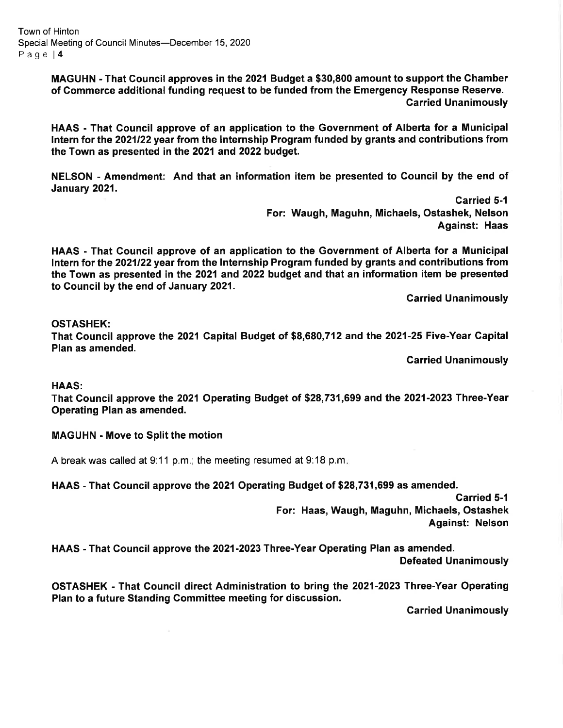**MAGUHN - That Council approves in the 2021 Budget a $30,800 amount to support the Chamber of Commerce additional funding request to be funded from the Emergency Response Reserve.**

**Carried Unanimously**

**HAAS - That Council approve of an application to the Government of Alberta for a Municipal Intern for the 2021/22 year from the Internship Program funded by grants and contributions from the Town as presented in the 2021 and 2022 budget.**

**NELSON - Amendment: And that an information item be presented to Council by the end of January 2021.**

**Carried 5-1**
**For: Waugh, Maguhn, Michaels, Ostashek, Nelson**
**Against: Haas**

**HAAS - That Council approve of an application to the Government of Alberta for a Municipal Intern for the 2021/22 year from the Internship Program funded by grants and contributions from the Town as presented in the 2021 and 2022 budget and that an information item be presented to Council by the end of January 2021.**

**Carried Unanimously**

**OSTASHEK:**
**That Council approve the 2021 Capital Budget of $8,680,712 and the 2021-25 Five-Year Capital Plan as amended.**

**Carried Unanimously**

**HAAS:**
**That Council approve the 2021 Operating Budget of $28,731,699 and the 2021-2023 Three-Year Operating Plan as amended.**

**MAGUHN - Move to Split the motion**

A break was called at 9:11 p.m.; the meeting resumed at 9:18 p.m.

**HAAS - That Council approve the 2021 Operating Budget of $28,731,699 as amended.**

**Carried 5-1**
**For: Haas, Waugh, Maguhn, Michaels, Ostashek**
**Against: Nelson**

**HAAS - That Council approve the 2021-2023 Three-Year Operating Plan as amended.**

**Defeated Unanimously**

**OSTASHEK - That Council direct Administration to bring the 2021-2023 Three-Year Operating Plan to a future Standing Committee meeting for discussion.**

**Carried Unanimously**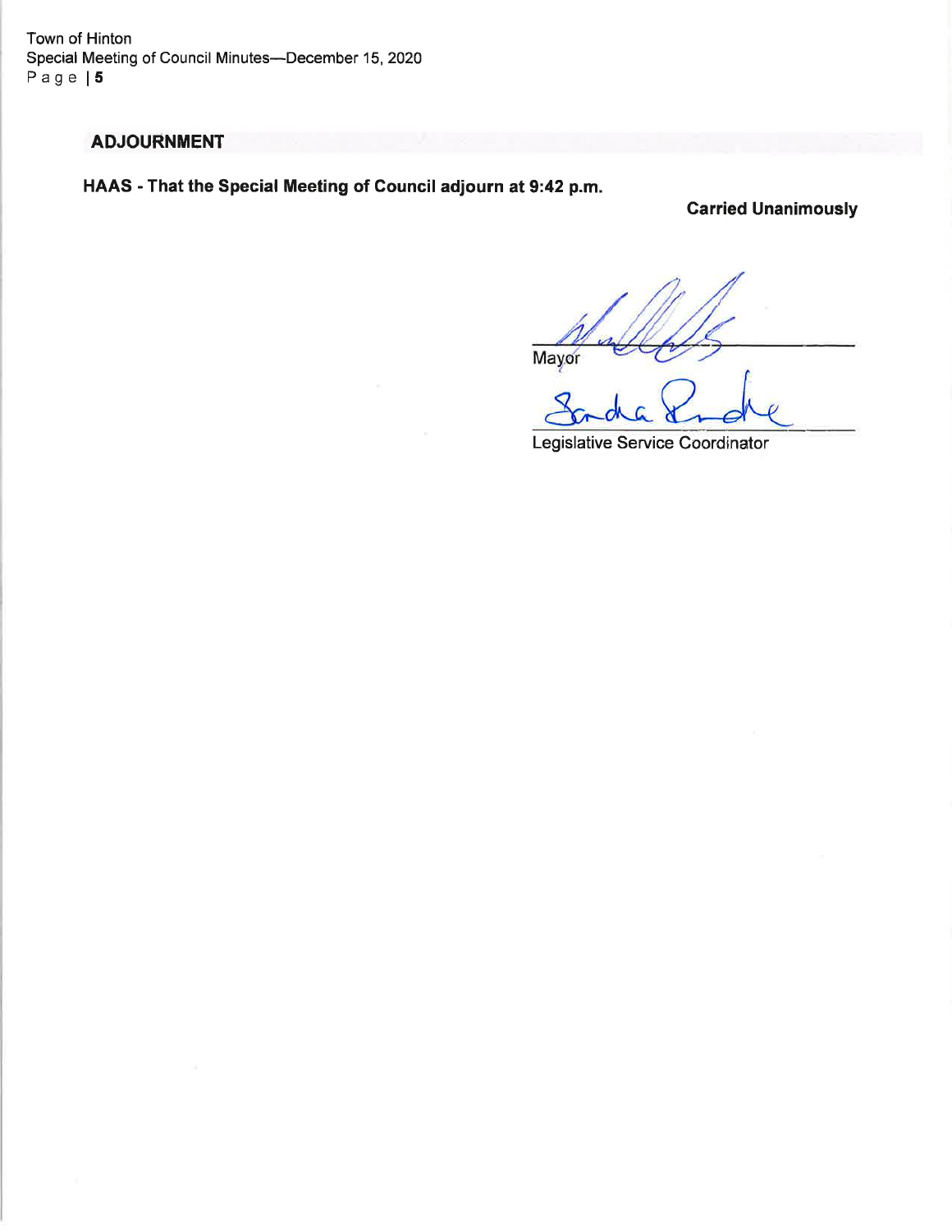## ADJOURNMENT

**HAAS - That the Special Meeting of Council adjourn at 9:42 p.m.**

**Carried Unanimously**

Mayor

Legislative Service Coordinator